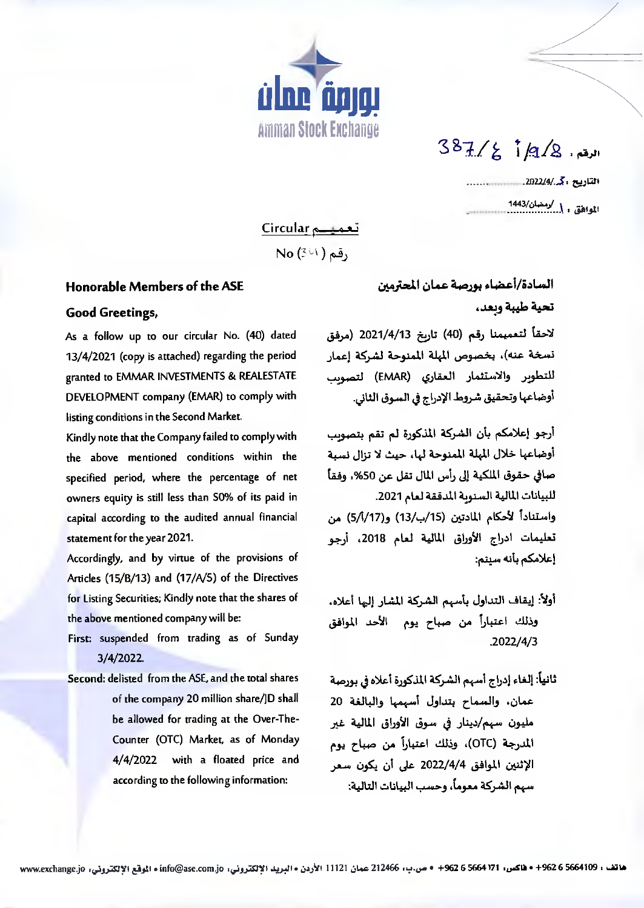بورصة عمان
Amman Stock Exchange

الرقم : 387/ع أ/9/8

التاريخ : 3/2022/4

الموافق : 1/رمضان/1443

تعميم Circular

رقم (241) No

السادة/أعضاء بورصة عمان المحترمين

تحية طيبة وبعد،

لاحقاً لتعميمنا رقم (40) تاريخ 2021/4/13 (مرفق نسخة عنه)، بخصوص المهلة الممنوحة لشركة إعمار للتطوير والاستثمار العقاري (EMAR) لتصويب أوضاعها وتحقيق شروط الإدراج في السوق الثاني.

أرجو إعلامكم بأن الشركة المذكورة لم تقم بتصويب أوضاعها خلال المهلة الممنوحة لها، حيث لا تزال نسبة صافي حقوق الملكية إلى رأس المال تقل عن 50%، وفقاً للبيانات المالية السنوية المدققة لعام 2021.

واستناداً لأحكام المادتين (15/ب/13) و(17/أ/5) من تعليمات ادراج الأوراق المالية لعام 2018، أرجو إعلامكم بأنه سيتم:

أولاً: إيقاف التداول بأسهم الشركة المشار إليها أعلاه، وذلك اعتباراً من صباح يوم الأحد الموافق 2022/4/3.

ثانياً: إلغاء إدراج أسهم الشركة المذكورة أعلاه في بورصة عمان، والسماح بتداول أسهمها والبالغة 20 مليون سهم/دينار في سوق الأوراق المالية غير المدرجة (OTC)، وذلك اعتباراً من صباح يوم الإثنين الموافق 2022/4/4 على أن يكون سعر سهم الشركة معوماً، وحسب البيانات التالية:

**Honorable Members of the ASE**

**Good Greetings,**

As a follow up to our circular No. (40) dated 13/4/2021 (copy is attached) regarding the period granted to EMMAR INVESTMENTS & REALESTATE DEVELOPMENT company (EMAR) to comply with listing conditions in the Second Market.

Kindly note that the Company failed to comply with the above mentioned conditions within the specified period, where the percentage of net owners equity is still less than 50% of its paid in capital according to the audited annual financial statement for the year 2021.

Accordingly, and by virtue of the provisions of Articles (15/B/13) and (17/A/5) of the Directives for Listing Securities; Kindly note that the shares of the above mentioned company will be:

First: suspended from trading as of Sunday 3/4/2022.

Second: delisted from the ASE, and the total shares of the company 20 million share/JD shall be allowed for trading at the Over-The-Counter (OTC) Market, as of Monday 4/4/2022 with a floated price and according to the following information: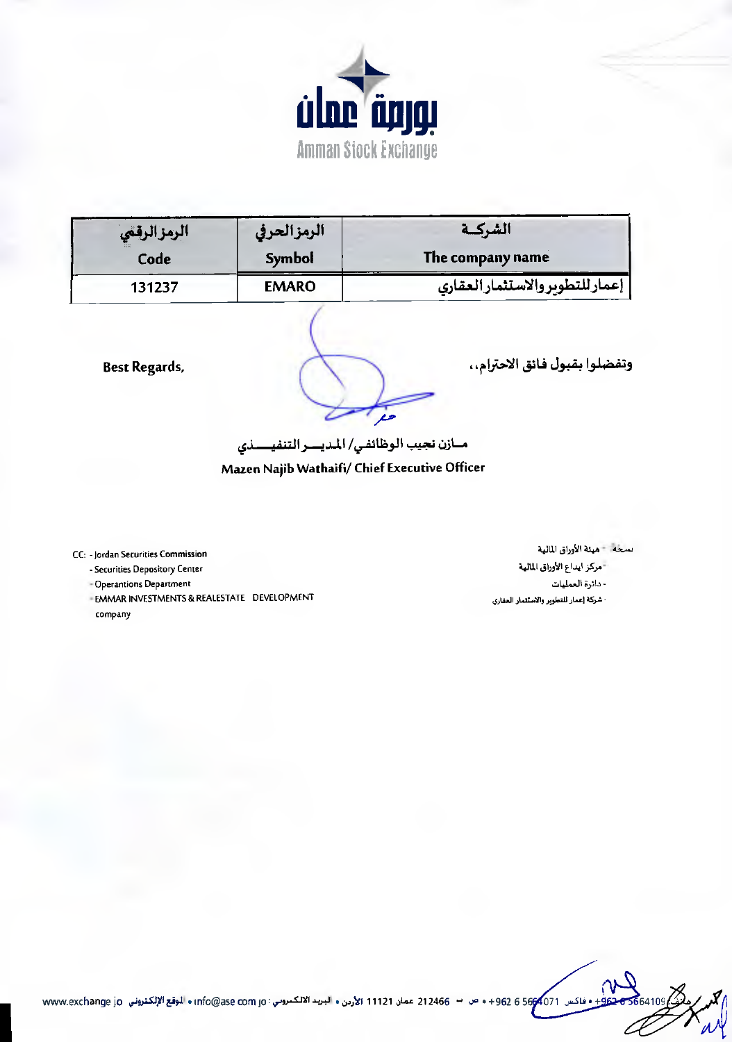بورصة عمان
Amman Stock Exchange

| الرمز الرقمي<br>Code | الرمز الحرفي<br>Symbol | الشركـة<br>The company name |
|---|---|---|
| 131237 | EMARO | إعمار للتطوير والاستثمار العقاري |

Best Regards,

وتفضلوا بقبول فائق الاحترام،،

مـازن نجيب الوظائفي/ المديـــر التنفيـــذي

**Mazen Najib Wathaifi/ Chief Executive Officer**

CC: - Jordan Securities Commission
- Securities Depository Center
- Operantions Department
- EMMAR INVESTMENTS & REALESTATE DEVELOPMENT company

نسخة: - هيئة الأوراق المالية
- مركز ايداع الأوراق المالية
- دائرة العمليات
- شركة إعمار للتطوير والاستثمار العقاري

هاتف 5664109 6 962+ • فاكس 5664071 6 962+ • ص ب 212466 عمان 11121 الأردن • البريد الالكتروني: info@ase.com.jo • الموقع الإلكتروني: www.exchange.jo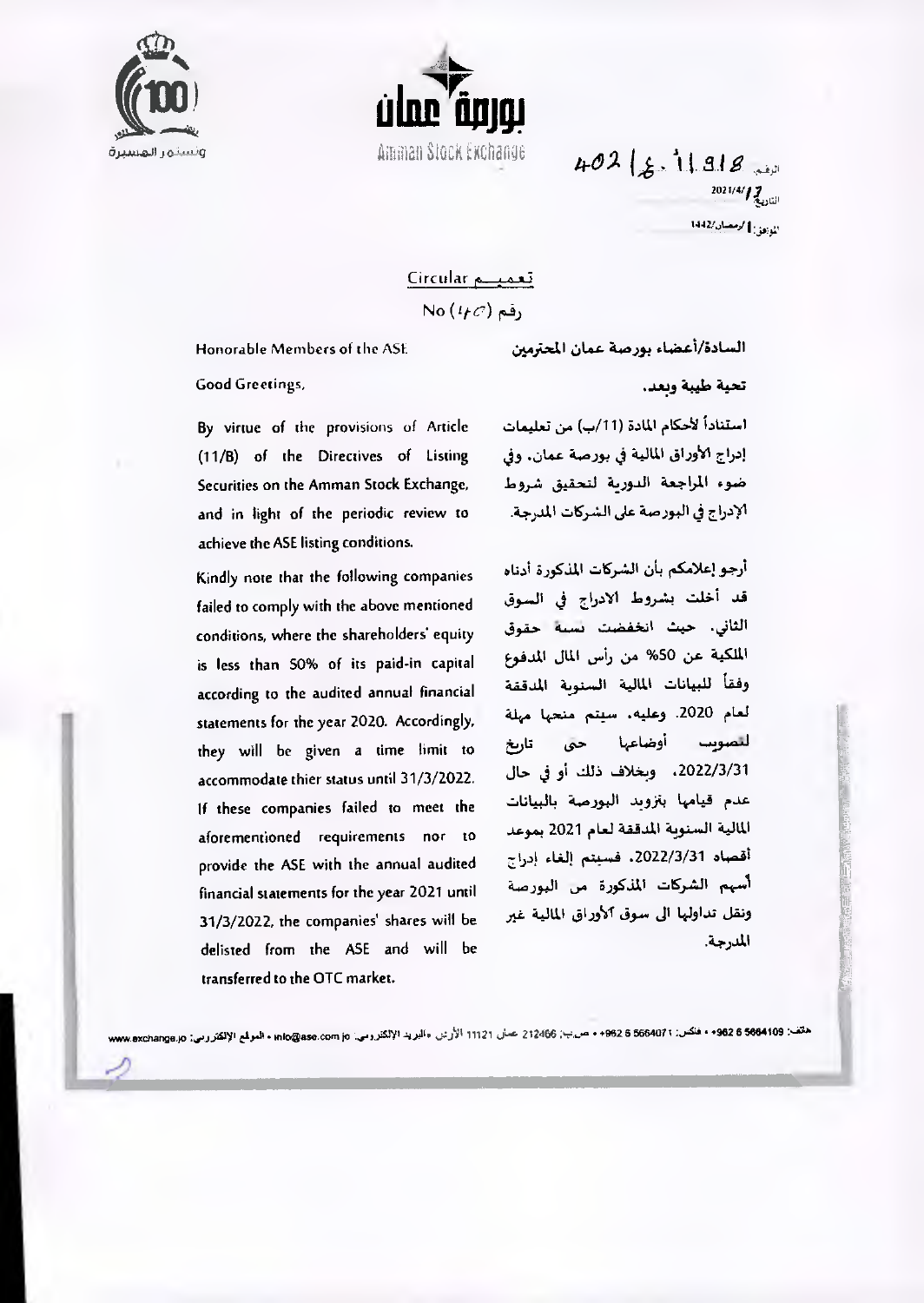بورصة عمان

Amman Stock Exchange

الرقم: 402/ع.1/1.918

التاريخ: 2021/4/13

الموافق: 1/رمضان/1442

## تعميم Circular

رقم (40) No

السادة/أعضاء بورصة عمان المحترمين

تحية طيبة وبعد،

استناداً لأحكام المادة (11/ب) من تعليمات إدراج الأوراق المالية في بورصة عمان، وفي ضوء المراجعة الدورية لتحقيق شروط الإدراج في البورصة على الشركات المدرجة.

أرجو إعلامكم بأن الشركات المذكورة أدناه قد أخلت بشروط الادراج في السوق الثاني، حيث انخفضت نسبة حقوق الملكية عن 50% من رأس المال المدفوع وفقاً للبيانات المالية السنوية المدققة لعام 2020. وعليه، سيتم منحها مهلة لتصويب أوضاعها حتى تاريخ 2022/3/31. وبخلاف ذلك أو في حال عدم قيامها بتزويد البورصة بالبيانات المالية السنوية المدققة لعام 2021 بموعد أقصاه 2022/3/31، فسيتم إلغاء إدراج أسهم الشركات المذكورة من البورصة ونقل تداولها الى سوق الأوراق المالية غير المدرجة.

Honorable Members of the ASE

Good Greetings,

By virtue of the provisions of Article (11/B) of the Directives of Listing Securities on the Amman Stock Exchange, and in light of the periodic review to achieve the ASE listing conditions.

Kindly note that the following companies failed to comply with the above mentioned conditions, where the shareholders' equity is less than 50% of its paid-in capital according to the audited annual financial statements for the year 2020. Accordingly, they will be given a time limit to accommodate thier status until 31/3/2022. If these companies failed to meet the aforementioned requirements nor to provide the ASE with the annual audited financial statements for the year 2021 until 31/3/2022, the companies' shares will be delisted from the ASE and will be transferred to the OTC market.

هاتف: 5664109 6 962+ • فاكس: 5664071 6 962+ • ص.ب: 212466 عمان 11121 الأردن • البريد الإلكتروني: info@ase.com.jo • الموقع الإلكتروني: www.exchange.jo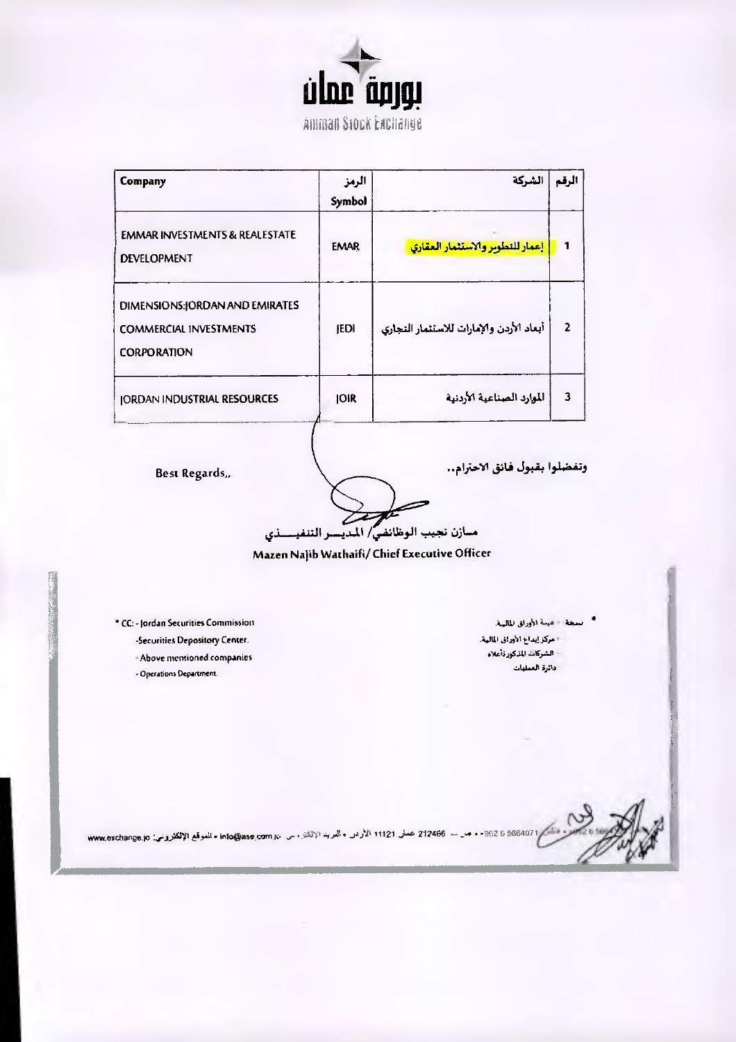# بورصة عمان
Amman Stock Exchange

| Company | الرمز Symbol | الشركة | الرقم |
|---|---|---|---|
| EMMAR INVESTMENTS & REALESTATE DEVELOPMENT | EMAR | إعمار للتطوير والاستثمار العقاري | 1 |
| DIMENSIONS:JORDAN AND EMIRATES COMMERCIAL INVESTMENTS CORPORATION | JEDI | أبعاد الأردن والإمارات للاستثمار التجاري | 2 |
| JORDAN INDUSTRIAL RESOURCES | JOIR | الموارد الصناعية الأردنية | 3 |

وتفضلوا بقبول فائق الاحترام..

Best Regards,,

مـازن نجيب الوظائفي/ المديـــر التنفيـــذي

Mazen Najib Wathaifi/ Chief Executive Officer

* نسخة - هيئة الأوراق المالية.
- مركز إيداع الأوراق المالية.
- الشركات المذكورة أعلاه
- دائرة العمليات

* CC: - Jordan Securities Commission
- Securities Depository Center.
- Above mentioned companies
- Operations Department.

هاتف 5664071 6 962+ • ص.ب 212466 عمان 11121 الأردن • البريد الإلكتروني: info@ase.com.jo • الموقع الإلكتروني: www.exchange.jo